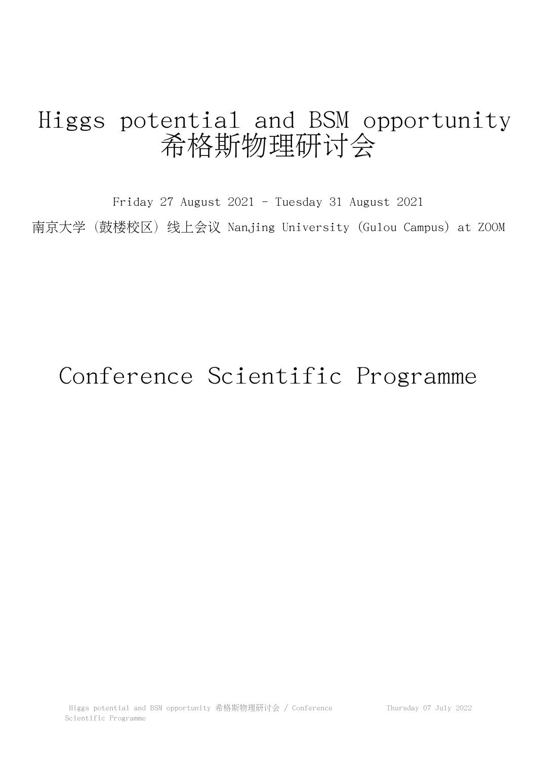# Higgs potential and BSM opportunity 希格斯物理研讨会

Friday 27 August 2021 - Tuesday 31 August 2021

南京大学（鼓楼校区）线上会议 Nanjing University (Gulou Campus) at ZOOM

# Conference Scientific Programme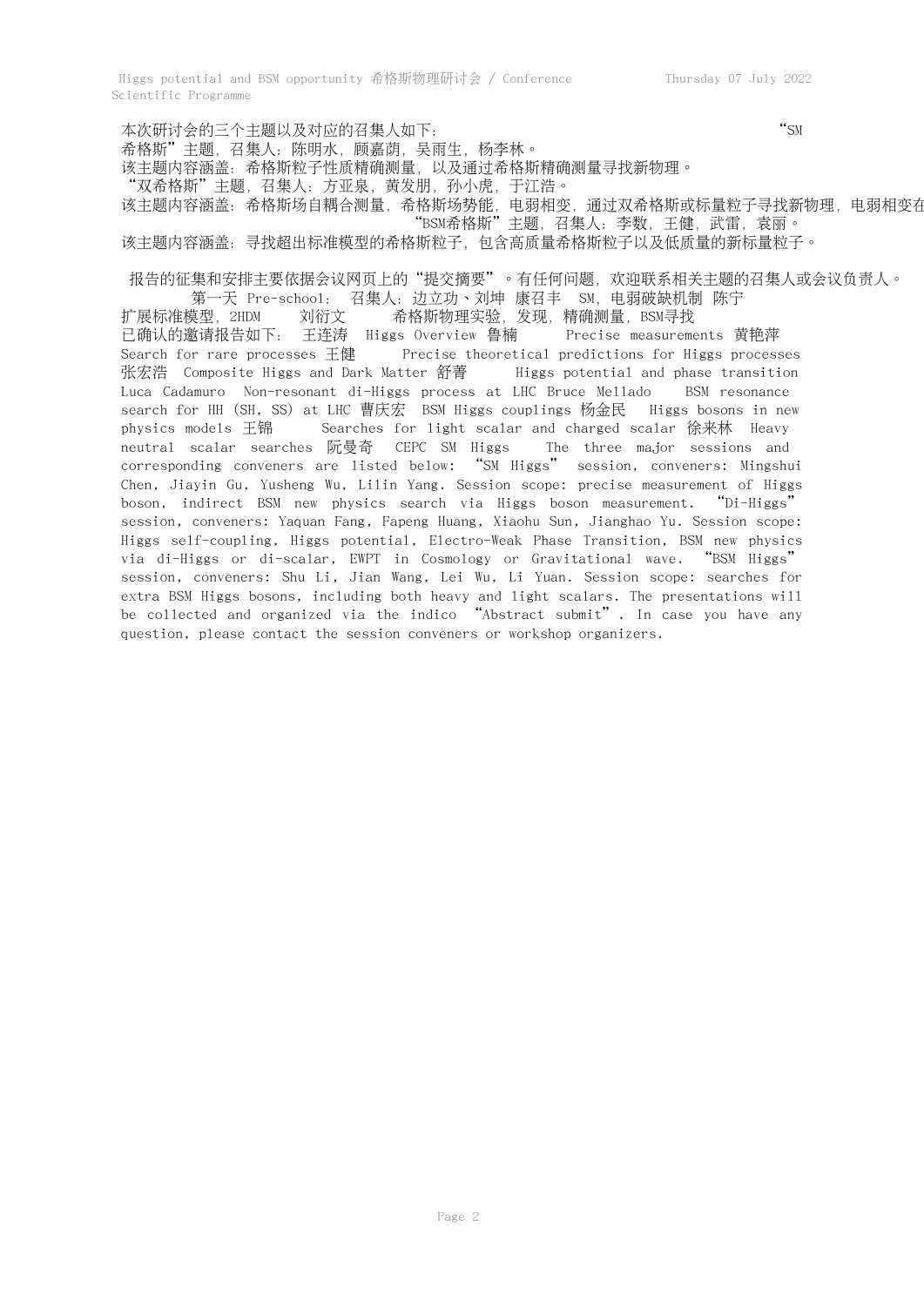本次研讨会的三个主题以及对应的召集人如下：
“SM希格斯”主题，召集人：陈明水，顾嘉荫，吴雨生，杨李林。
该主题内容涵盖：希格斯粒子性质精确测量，以及通过希格斯精确测量寻找新物理。
“双希格斯”主题，召集人：方亚泉，黄发朋，孙小虎，于江浩。
该主题内容涵盖：希格斯场自耦合测量，希格斯场势能，电弱相变，通过双希格斯或标量粒子寻找新物理，电弱相变在
“BSM希格斯”主题，召集人：李数，王健，武雷，袁丽。
该主题内容涵盖：寻找超出标准模型的希格斯粒子，包含高质量希格斯粒子以及低质量的新标量粒子。

报告的征集和安排主要依据会议网页上的“提交摘要”。有任何问题，欢迎联系相关主题的召集人或会议负责人。
第一天 Pre-school： 召集人：边立功、刘坤 康召丰 SM，电弱破缺机制 陈宁 扩展标准模型，2HDM 刘衍文 希格斯物理实验，发现，精确测量，BSM寻找
已确认的邀请报告如下： 王连涛 Higgs Overview 鲁楠 Precise measurements 黄艳萍 Search for rare processes 王健 Precise theoretical predictions for Higgs processes 张宏浩 Composite Higgs and Dark Matter 舒菁 Higgs potential and phase transition Luca Cadamuro Non-resonant di-Higgs process at LHC Bruce Mellado BSM resonance search for HH (SH, SS) at LHC 曹庆宏 BSM Higgs couplings 杨金民 Higgs bosons in new physics models 王锦 Searches for light scalar and charged scalar 徐来林 Heavy neutral scalar searches 阮曼奇 CEPC SM Higgs The three major sessions and corresponding conveners are listed below: “SM Higgs” session, conveners: Mingshui Chen, Jiayin Gu, Yusheng Wu, Lilin Yang. Session scope: precise measurement of Higgs boson, indirect BSM new physics search via Higgs boson measurement. “Di-Higgs” session, conveners: Yaquan Fang, Fapeng Huang, Xiaohu Sun, Jianghao Yu. Session scope: Higgs self-coupling, Higgs potential, Electro-Weak Phase Transition, BSM new physics via di-Higgs or di-scalar, EWPT in Cosmology or Gravitational wave. “BSM Higgs” session, conveners: Shu Li, Jian Wang, Lei Wu, Li Yuan. Session scope: searches for extra BSM Higgs bosons, including both heavy and light scalars. The presentations will be collected and organized via the indico “Abstract submit”. In case you have any question, please contact the session conveners or workshop organizers.